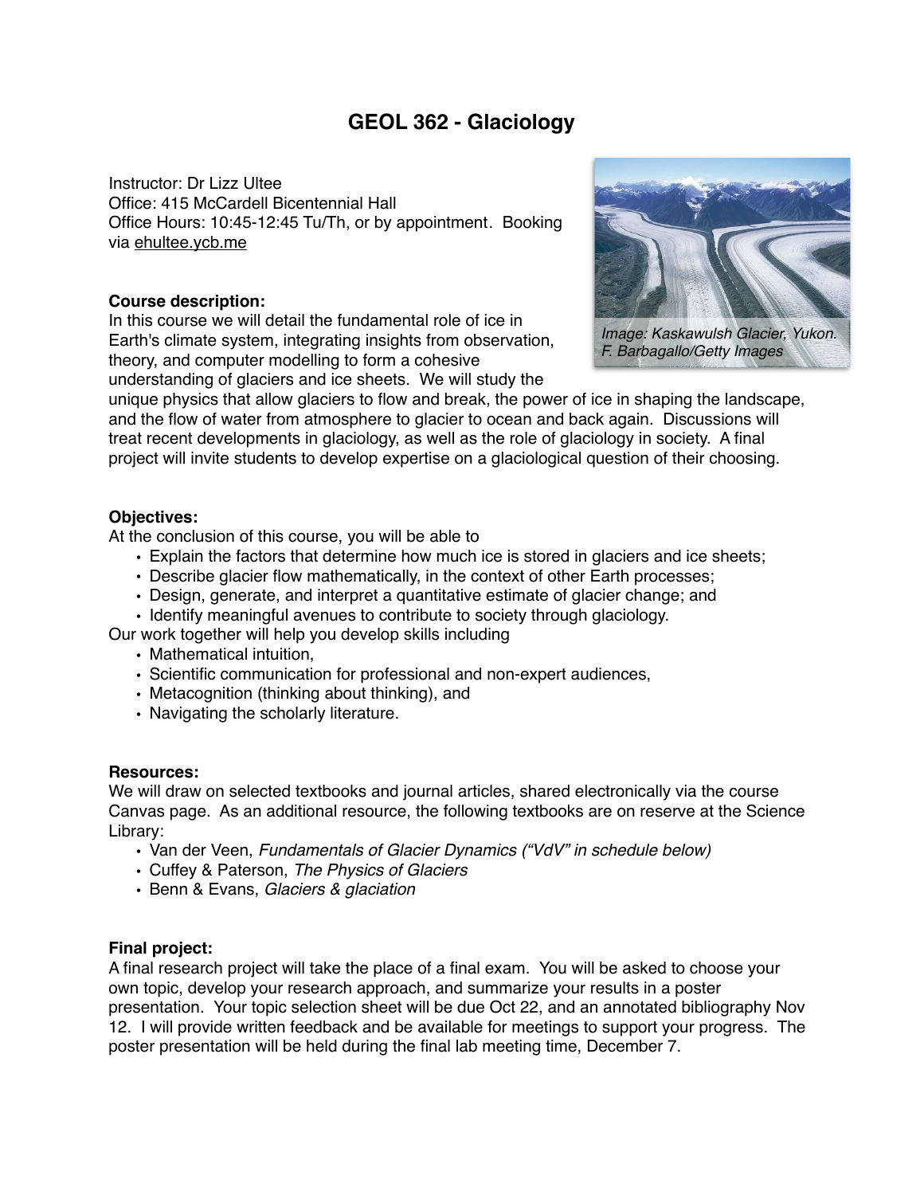# GEOL 362 - Glaciology

Instructor: Dr Lizz Ultee
Office: 415 McCardell Bicentennial Hall
Office Hours: 10:45-12:45 Tu/Th, or by appointment. Booking via ehultee.ycb.me

*Image: Kaskawulsh Glacier, Yukon. F. Barbagallo/Getty Images*

**Course description:**
In this course we will detail the fundamental role of ice in Earth's climate system, integrating insights from observation, theory, and computer modelling to form a cohesive understanding of glaciers and ice sheets. We will study the unique physics that allow glaciers to flow and break, the power of ice in shaping the landscape, and the flow of water from atmosphere to glacier to ocean and back again. Discussions will treat recent developments in glaciology, as well as the role of glaciology in society. A final project will invite students to develop expertise on a glaciological question of their choosing.

**Objectives:**
At the conclusion of this course, you will be able to

- Explain the factors that determine how much ice is stored in glaciers and ice sheets;
- Describe glacier flow mathematically, in the context of other Earth processes;
- Design, generate, and interpret a quantitative estimate of glacier change; and
- Identify meaningful avenues to contribute to society through glaciology.

Our work together will help you develop skills including

- Mathematical intuition,
- Scientific communication for professional and non-expert audiences,
- Metacognition (thinking about thinking), and
- Navigating the scholarly literature.

**Resources:**
We will draw on selected textbooks and journal articles, shared electronically via the course Canvas page. As an additional resource, the following textbooks are on reserve at the Science Library:

- Van der Veen, *Fundamentals of Glacier Dynamics ("VdV" in schedule below)*
- Cuffey & Paterson, *The Physics of Glaciers*
- Benn & Evans, *Glaciers & glaciation*

**Final project:**
A final research project will take the place of a final exam. You will be asked to choose your own topic, develop your research approach, and summarize your results in a poster presentation. Your topic selection sheet will be due Oct 22, and an annotated bibliography Nov 12. I will provide written feedback and be available for meetings to support your progress. The poster presentation will be held during the final lab meeting time, December 7.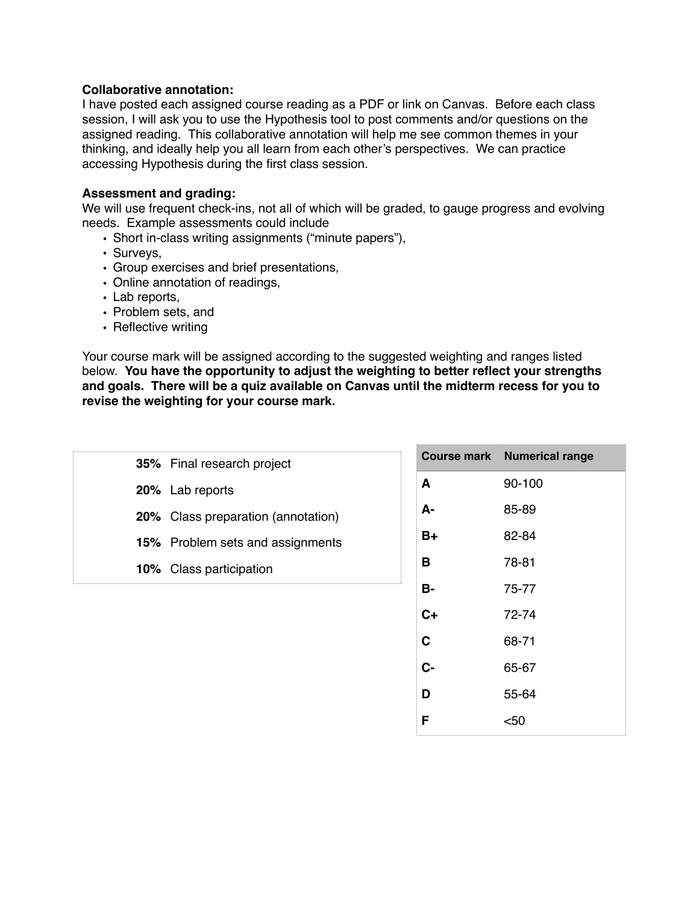**Collaborative annotation:**
I have posted each assigned course reading as a PDF or link on Canvas. Before each class session, I will ask you to use the Hypothesis tool to post comments and/or questions on the assigned reading. This collaborative annotation will help me see common themes in your thinking, and ideally help you all learn from each other's perspectives. We can practice accessing Hypothesis during the first class session.

**Assessment and grading:**
We will use frequent check-ins, not all of which will be graded, to gauge progress and evolving needs. Example assessments could include

- Short in-class writing assignments ("minute papers"),
- Surveys,
- Group exercises and brief presentations,
- Online annotation of readings,
- Lab reports,
- Problem sets, and
- Reflective writing

Your course mark will be assigned according to the suggested weighting and ranges listed below. **You have the opportunity to adjust the weighting to better reflect your strengths and goals. There will be a quiz available on Canvas until the midterm recess for you to revise the weighting for your course mark.**

| | |
|---|---|
| **35%** | Final research project |
| **20%** | Lab reports |
| **20%** | Class preparation (annotation) |
| **15%** | Problem sets and assignments |
| **10%** | Class participation |

| Course mark | Numerical range |
|---|---|
| **A** | 90-100 |
| **A-** | 85-89 |
| **B+** | 82-84 |
| **B** | 78-81 |
| **B-** | 75-77 |
| **C+** | 72-74 |
| **C** | 68-71 |
| **C-** | 65-67 |
| **D** | 55-64 |
| **F** | <50 |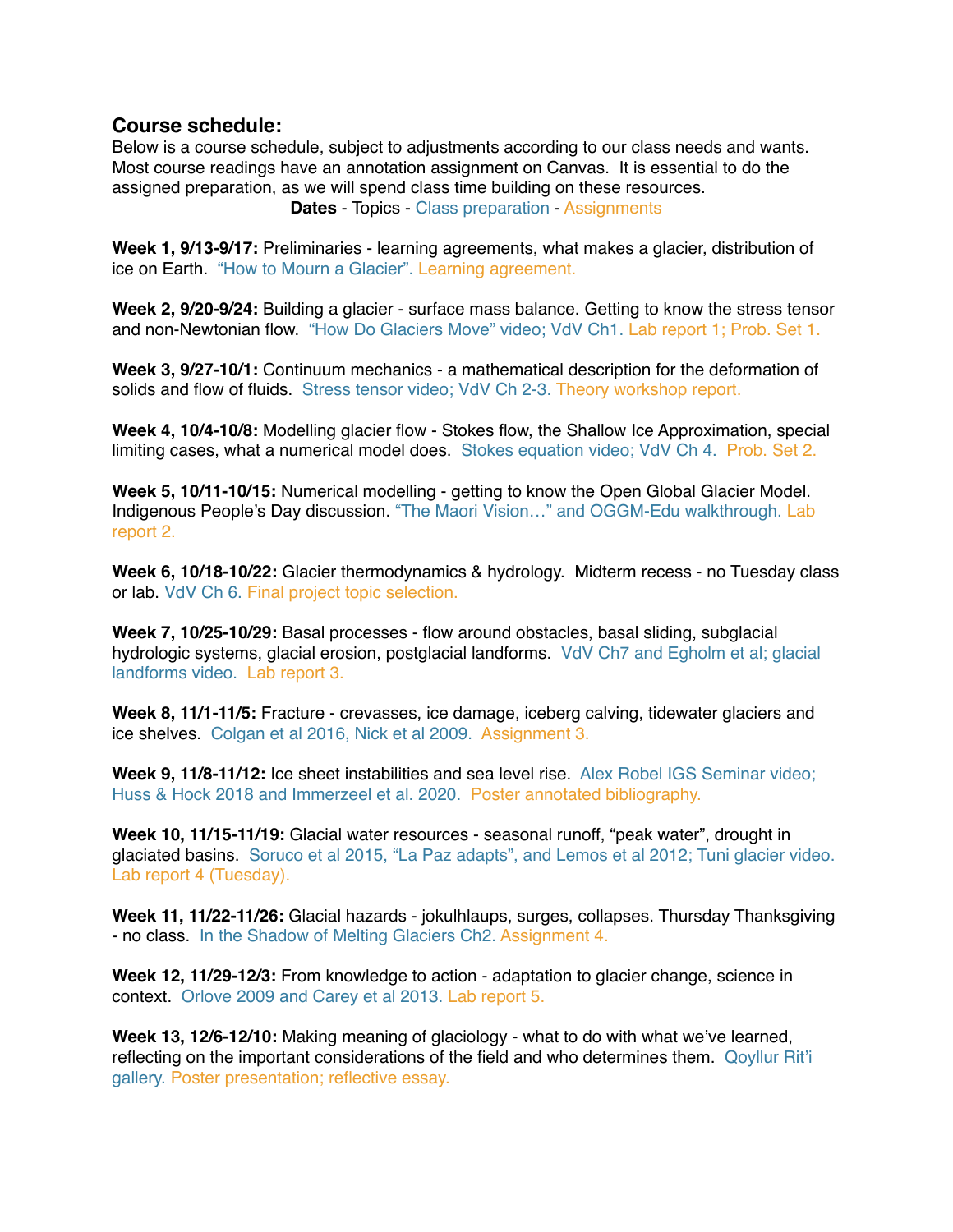## Course schedule:

Below is a course schedule, subject to adjustments according to our class needs and wants. Most course readings have an annotation assignment on Canvas. It is essential to do the assigned preparation, as we will spend class time building on these resources.

**Dates** - Topics - Class preparation - Assignments

**Week 1, 9/13-9/17:** Preliminaries - learning agreements, what makes a glacier, distribution of ice on Earth. "How to Mourn a Glacier". Learning agreement.

**Week 2, 9/20-9/24:** Building a glacier - surface mass balance. Getting to know the stress tensor and non-Newtonian flow. "How Do Glaciers Move" video; VdV Ch1. Lab report 1; Prob. Set 1.

**Week 3, 9/27-10/1:** Continuum mechanics - a mathematical description for the deformation of solids and flow of fluids. Stress tensor video; VdV Ch 2-3. Theory workshop report.

**Week 4, 10/4-10/8:** Modelling glacier flow - Stokes flow, the Shallow Ice Approximation, special limiting cases, what a numerical model does. Stokes equation video; VdV Ch 4. Prob. Set 2.

**Week 5, 10/11-10/15:** Numerical modelling - getting to know the Open Global Glacier Model. Indigenous People's Day discussion. "The Maori Vision…" and OGGM-Edu walkthrough. Lab report 2.

**Week 6, 10/18-10/22:** Glacier thermodynamics & hydrology. Midterm recess - no Tuesday class or lab. VdV Ch 6. Final project topic selection.

**Week 7, 10/25-10/29:** Basal processes - flow around obstacles, basal sliding, subglacial hydrologic systems, glacial erosion, postglacial landforms. VdV Ch7 and Egholm et al; glacial landforms video. Lab report 3.

**Week 8, 11/1-11/5:** Fracture - crevasses, ice damage, iceberg calving, tidewater glaciers and ice shelves. Colgan et al 2016, Nick et al 2009. Assignment 3.

**Week 9, 11/8-11/12:** Ice sheet instabilities and sea level rise. Alex Robel IGS Seminar video; Huss & Hock 2018 and Immerzeel et al. 2020. Poster annotated bibliography.

**Week 10, 11/15-11/19:** Glacial water resources - seasonal runoff, "peak water", drought in glaciated basins. Soruco et al 2015, "La Paz adapts", and Lemos et al 2012; Tuni glacier video. Lab report 4 (Tuesday).

**Week 11, 11/22-11/26:** Glacial hazards - jokulhlaups, surges, collapses. Thursday Thanksgiving - no class. In the Shadow of Melting Glaciers Ch2. Assignment 4.

**Week 12, 11/29-12/3:** From knowledge to action - adaptation to glacier change, science in context. Orlove 2009 and Carey et al 2013. Lab report 5.

**Week 13, 12/6-12/10:** Making meaning of glaciology - what to do with what we've learned, reflecting on the important considerations of the field and who determines them. Qoyllur Rit'i gallery. Poster presentation; reflective essay.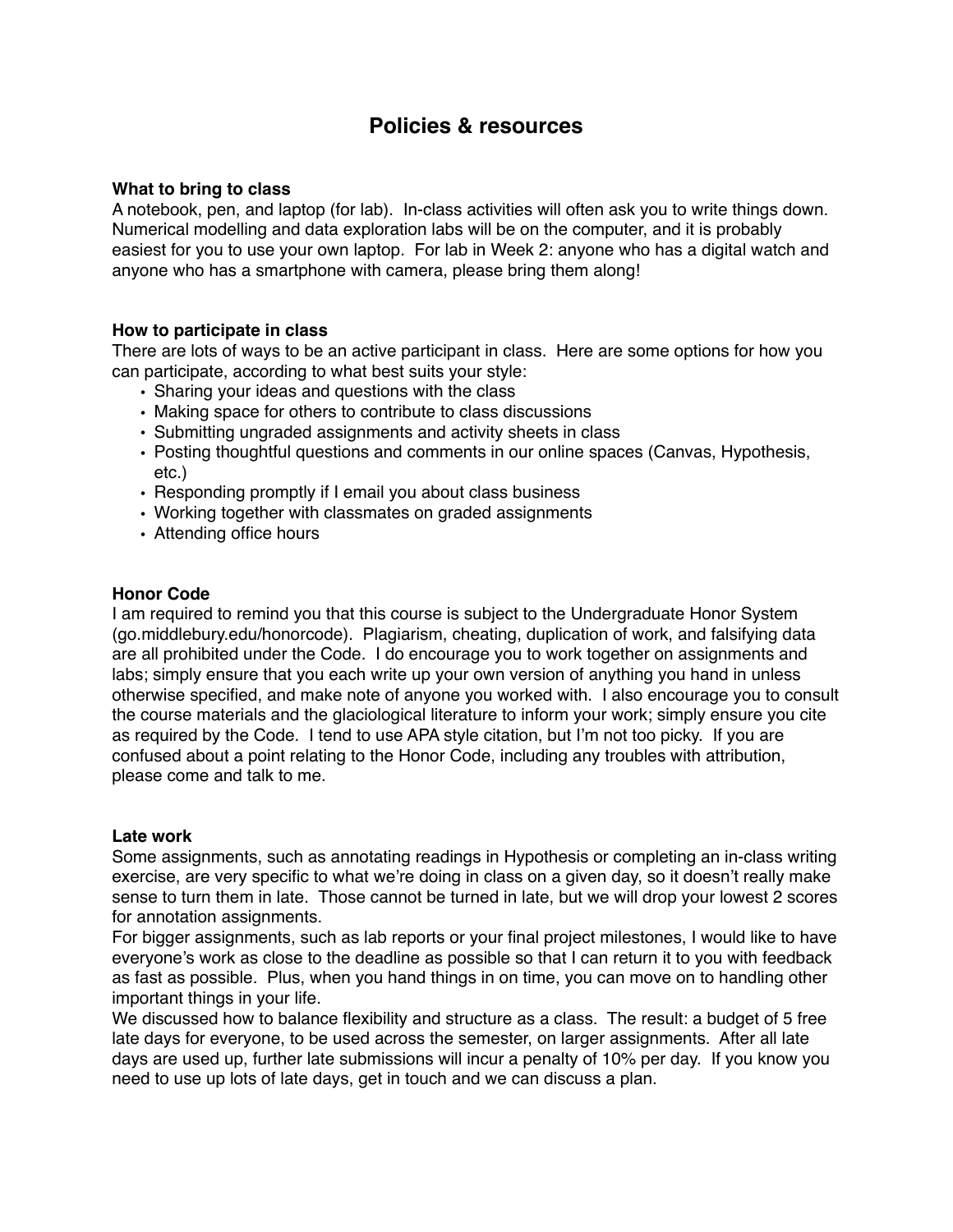# Policies & resources

### What to bring to class

A notebook, pen, and laptop (for lab). In-class activities will often ask you to write things down. Numerical modelling and data exploration labs will be on the computer, and it is probably easiest for you to use your own laptop. For lab in Week 2: anyone who has a digital watch and anyone who has a smartphone with camera, please bring them along!

### How to participate in class

There are lots of ways to be an active participant in class. Here are some options for how you can participate, according to what best suits your style:

- Sharing your ideas and questions with the class
- Making space for others to contribute to class discussions
- Submitting ungraded assignments and activity sheets in class
- Posting thoughtful questions and comments in our online spaces (Canvas, Hypothesis, etc.)
- Responding promptly if I email you about class business
- Working together with classmates on graded assignments
- Attending office hours

### Honor Code

I am required to remind you that this course is subject to the Undergraduate Honor System (go.middlebury.edu/honorcode). Plagiarism, cheating, duplication of work, and falsifying data are all prohibited under the Code. I do encourage you to work together on assignments and labs; simply ensure that you each write up your own version of anything you hand in unless otherwise specified, and make note of anyone you worked with. I also encourage you to consult the course materials and the glaciological literature to inform your work; simply ensure you cite as required by the Code. I tend to use APA style citation, but I'm not too picky. If you are confused about a point relating to the Honor Code, including any troubles with attribution, please come and talk to me.

### Late work

Some assignments, such as annotating readings in Hypothesis or completing an in-class writing exercise, are very specific to what we're doing in class on a given day, so it doesn't really make sense to turn them in late. Those cannot be turned in late, but we will drop your lowest 2 scores for annotation assignments.

For bigger assignments, such as lab reports or your final project milestones, I would like to have everyone's work as close to the deadline as possible so that I can return it to you with feedback as fast as possible. Plus, when you hand things in on time, you can move on to handling other important things in your life.

We discussed how to balance flexibility and structure as a class. The result: a budget of 5 free late days for everyone, to be used across the semester, on larger assignments. After all late days are used up, further late submissions will incur a penalty of 10% per day. If you know you need to use up lots of late days, get in touch and we can discuss a plan.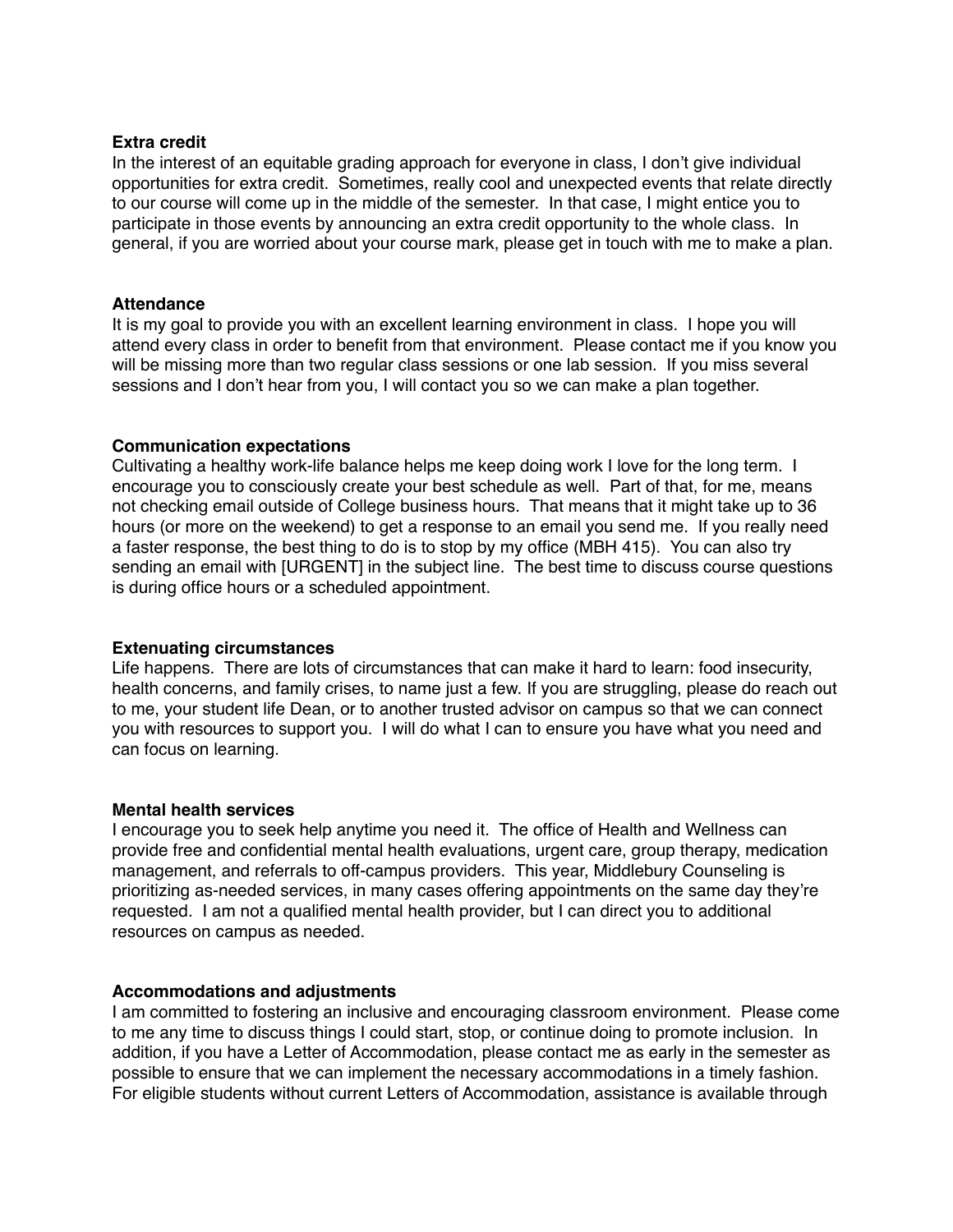**Extra credit**

In the interest of an equitable grading approach for everyone in class, I don't give individual opportunities for extra credit. Sometimes, really cool and unexpected events that relate directly to our course will come up in the middle of the semester. In that case, I might entice you to participate in those events by announcing an extra credit opportunity to the whole class. In general, if you are worried about your course mark, please get in touch with me to make a plan.

**Attendance**

It is my goal to provide you with an excellent learning environment in class. I hope you will attend every class in order to benefit from that environment. Please contact me if you know you will be missing more than two regular class sessions or one lab session. If you miss several sessions and I don't hear from you, I will contact you so we can make a plan together.

**Communication expectations**

Cultivating a healthy work-life balance helps me keep doing work I love for the long term. I encourage you to consciously create your best schedule as well. Part of that, for me, means not checking email outside of College business hours. That means that it might take up to 36 hours (or more on the weekend) to get a response to an email you send me. If you really need a faster response, the best thing to do is to stop by my office (MBH 415). You can also try sending an email with [URGENT] in the subject line. The best time to discuss course questions is during office hours or a scheduled appointment.

**Extenuating circumstances**

Life happens. There are lots of circumstances that can make it hard to learn: food insecurity, health concerns, and family crises, to name just a few. If you are struggling, please do reach out to me, your student life Dean, or to another trusted advisor on campus so that we can connect you with resources to support you. I will do what I can to ensure you have what you need and can focus on learning.

**Mental health services**

I encourage you to seek help anytime you need it. The office of Health and Wellness can provide free and confidential mental health evaluations, urgent care, group therapy, medication management, and referrals to off-campus providers. This year, Middlebury Counseling is prioritizing as-needed services, in many cases offering appointments on the same day they're requested. I am not a qualified mental health provider, but I can direct you to additional resources on campus as needed.

**Accommodations and adjustments**

I am committed to fostering an inclusive and encouraging classroom environment. Please come to me any time to discuss things I could start, stop, or continue doing to promote inclusion. In addition, if you have a Letter of Accommodation, please contact me as early in the semester as possible to ensure that we can implement the necessary accommodations in a timely fashion. For eligible students without current Letters of Accommodation, assistance is available through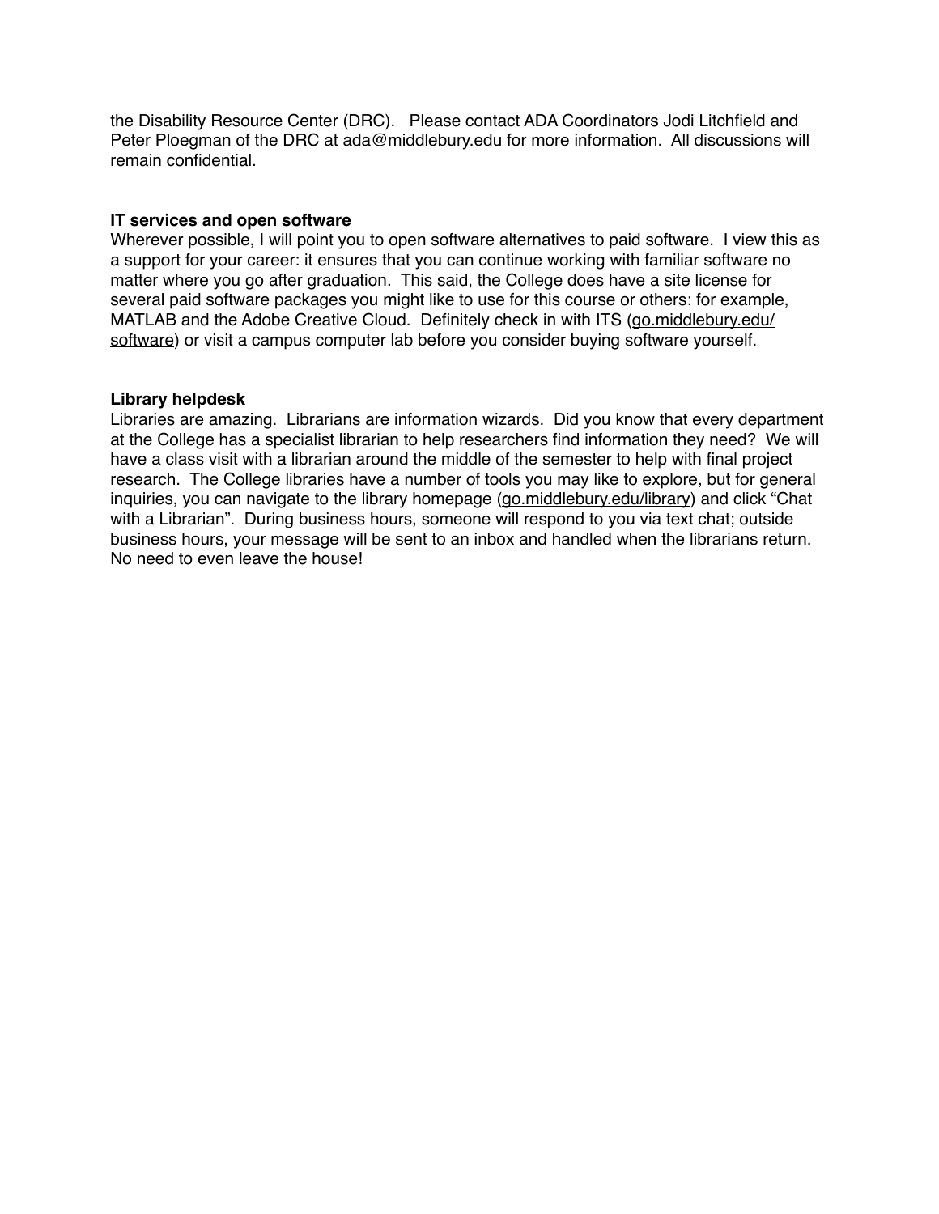the Disability Resource Center (DRC). Please contact ADA Coordinators Jodi Litchfield and Peter Ploegman of the DRC at ada@middlebury.edu for more information. All discussions will remain confidential.

**IT services and open software**

Wherever possible, I will point you to open software alternatives to paid software. I view this as a support for your career: it ensures that you can continue working with familiar software no matter where you go after graduation. This said, the College does have a site license for several paid software packages you might like to use for this course or others: for example, MATLAB and the Adobe Creative Cloud. Definitely check in with ITS (go.middlebury.edu/software) or visit a campus computer lab before you consider buying software yourself.

**Library helpdesk**

Libraries are amazing. Librarians are information wizards. Did you know that every department at the College has a specialist librarian to help researchers find information they need? We will have a class visit with a librarian around the middle of the semester to help with final project research. The College libraries have a number of tools you may like to explore, but for general inquiries, you can navigate to the library homepage (go.middlebury.edu/library) and click "Chat with a Librarian". During business hours, someone will respond to you via text chat; outside business hours, your message will be sent to an inbox and handled when the librarians return. No need to even leave the house!